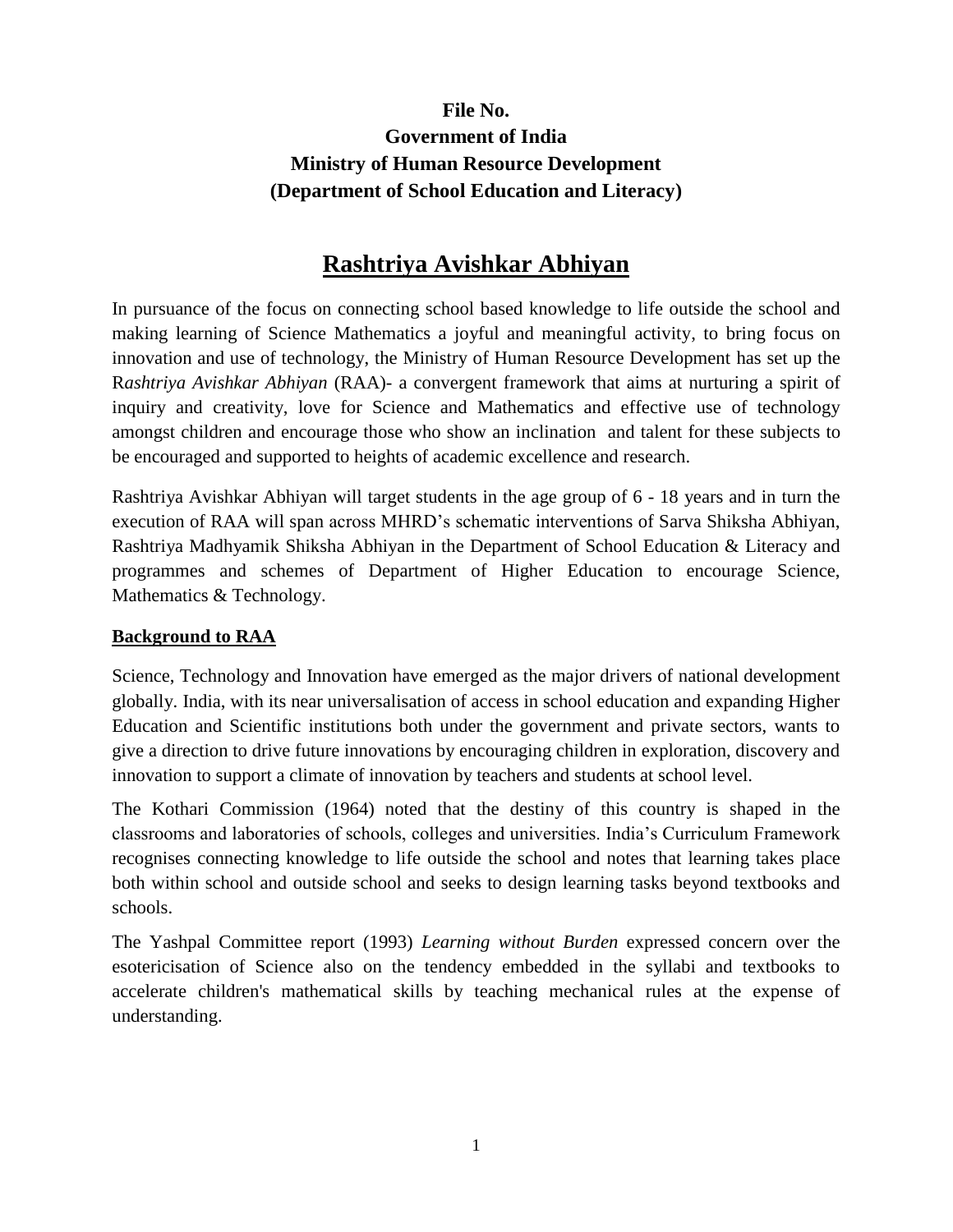**File No.**
**Government of India**
**Ministry of Human Resource Development**
**(Department of School Education and Literacy)**

# Rashtriya Avishkar Abhiyan

In pursuance of the focus on connecting school based knowledge to life outside the school and making learning of Science Mathematics a joyful and meaningful activity, to bring focus on innovation and use of technology, the Ministry of Human Resource Development has set up the R*ashtriya Avishkar Abhiyan* (RAA)- a convergent framework that aims at nurturing a spirit of inquiry and creativity, love for Science and Mathematics and effective use of technology amongst children and encourage those who show an inclination and talent for these subjects to be encouraged and supported to heights of academic excellence and research.

Rashtriya Avishkar Abhiyan will target students in the age group of 6 - 18 years and in turn the execution of RAA will span across MHRD's schematic interventions of Sarva Shiksha Abhiyan, Rashtriya Madhyamik Shiksha Abhiyan in the Department of School Education & Literacy and programmes and schemes of Department of Higher Education to encourage Science, Mathematics & Technology.

## Background to RAA

Science, Technology and Innovation have emerged as the major drivers of national development globally. India, with its near universalisation of access in school education and expanding Higher Education and Scientific institutions both under the government and private sectors, wants to give a direction to drive future innovations by encouraging children in exploration, discovery and innovation to support a climate of innovation by teachers and students at school level.

The Kothari Commission (1964) noted that the destiny of this country is shaped in the classrooms and laboratories of schools, colleges and universities. India's Curriculum Framework recognises connecting knowledge to life outside the school and notes that learning takes place both within school and outside school and seeks to design learning tasks beyond textbooks and schools.

The Yashpal Committee report (1993) *Learning without Burden* expressed concern over the esotericisation of Science also on the tendency embedded in the syllabi and textbooks to accelerate children's mathematical skills by teaching mechanical rules at the expense of understanding.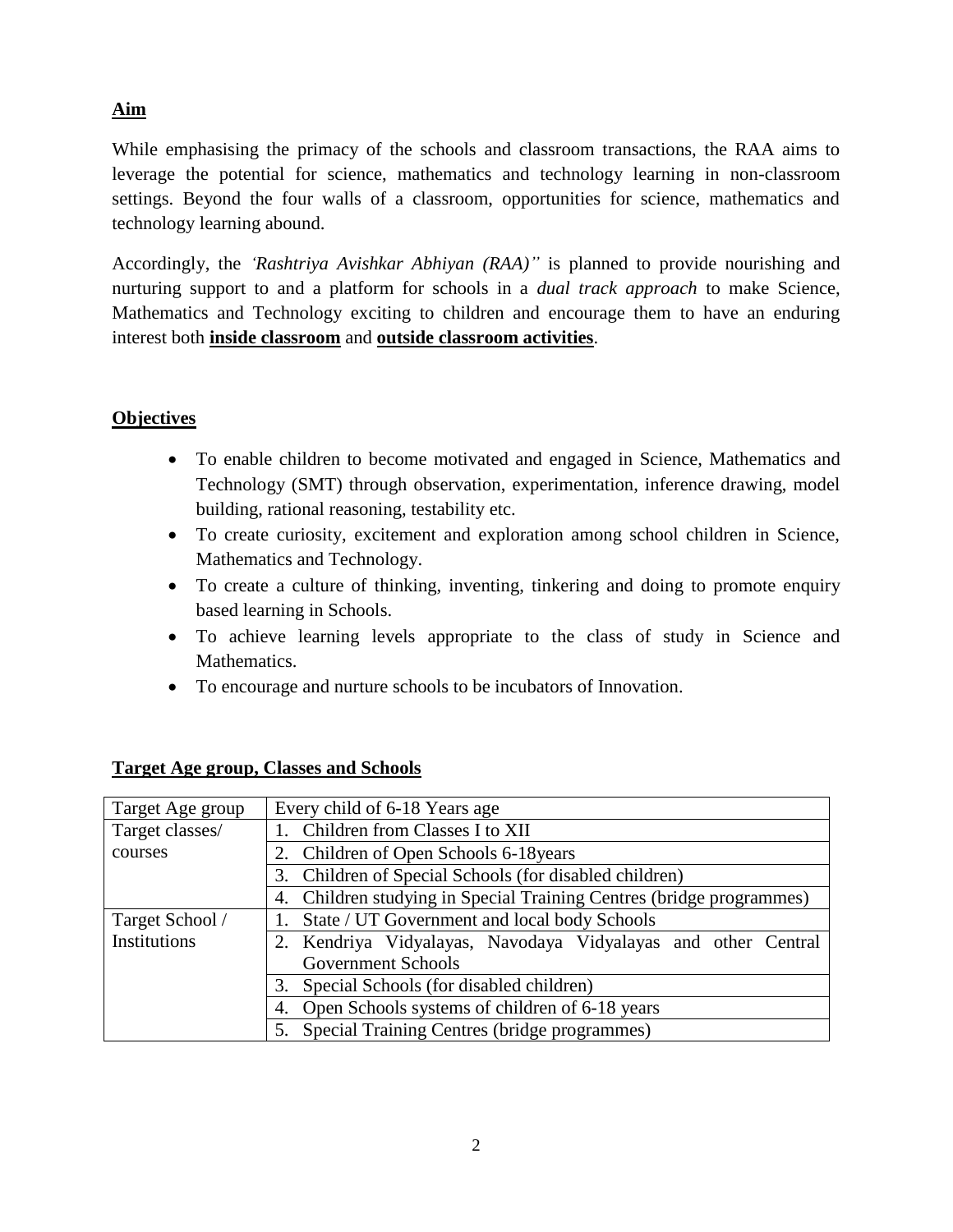## Aim

While emphasising the primacy of the schools and classroom transactions, the RAA aims to leverage the potential for science, mathematics and technology learning in non-classroom settings. Beyond the four walls of a classroom, opportunities for science, mathematics and technology learning abound.

Accordingly, the *'Rashtriya Avishkar Abhiyan (RAA)"* is planned to provide nourishing and nurturing support to and a platform for schools in a *dual track approach* to make Science, Mathematics and Technology exciting to children and encourage them to have an enduring interest both **inside classroom** and **outside classroom activities**.

## Objectives

- To enable children to become motivated and engaged in Science, Mathematics and Technology (SMT) through observation, experimentation, inference drawing, model building, rational reasoning, testability etc.
- To create curiosity, excitement and exploration among school children in Science, Mathematics and Technology.
- To create a culture of thinking, inventing, tinkering and doing to promote enquiry based learning in Schools.
- To achieve learning levels appropriate to the class of study in Science and Mathematics.
- To encourage and nurture schools to be incubators of Innovation.

## Target Age group, Classes and Schools

| Target Age group | Every child of 6-18 Years age |
|---|---|
| Target classes/ courses | 1. Children from Classes I to XII |
| | 2. Children of Open Schools 6-18years |
| | 3. Children of Special Schools (for disabled children) |
| | 4. Children studying in Special Training Centres (bridge programmes) |
| Target School / Institutions | 1. State / UT Government and local body Schools |
| | 2. Kendriya Vidyalayas, Navodaya Vidyalayas and other Central Government Schools |
| | 3. Special Schools (for disabled children) |
| | 4. Open Schools systems of children of 6-18 years |
| | 5. Special Training Centres (bridge programmes) |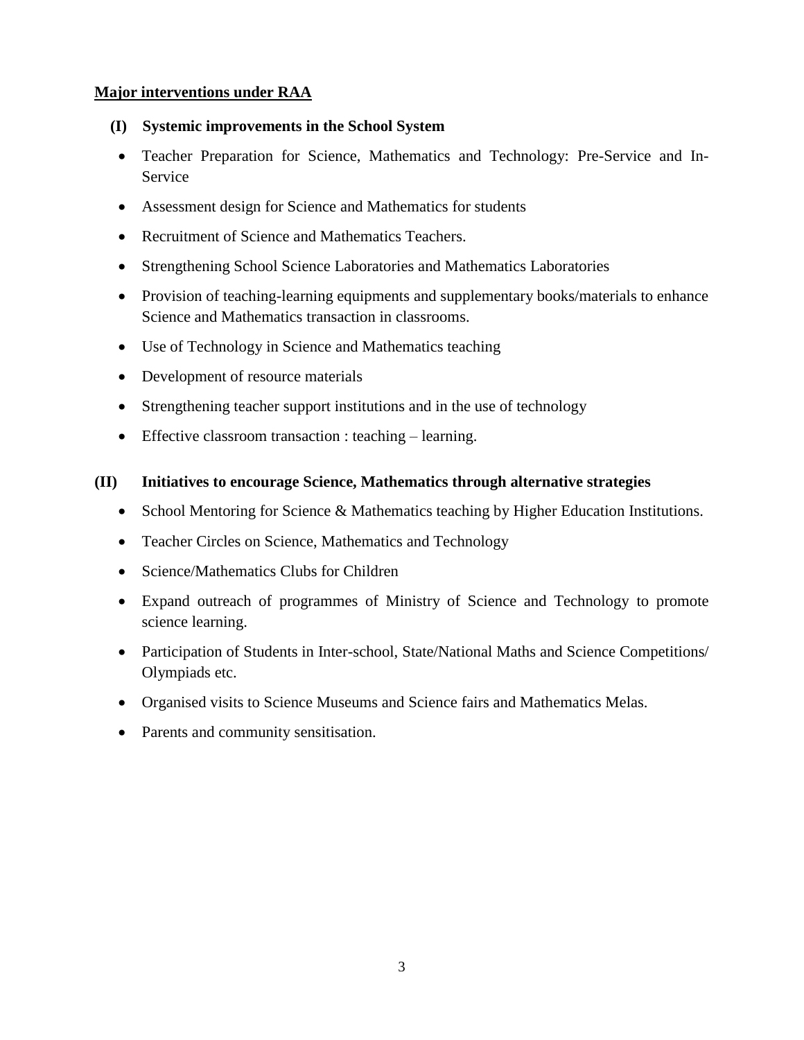## Major interventions under RAA

### (I) Systemic improvements in the School System

- Teacher Preparation for Science, Mathematics and Technology: Pre-Service and In-Service
- Assessment design for Science and Mathematics for students
- Recruitment of Science and Mathematics Teachers.
- Strengthening School Science Laboratories and Mathematics Laboratories
- Provision of teaching-learning equipments and supplementary books/materials to enhance Science and Mathematics transaction in classrooms.
- Use of Technology in Science and Mathematics teaching
- Development of resource materials
- Strengthening teacher support institutions and in the use of technology
- Effective classroom transaction : teaching – learning.

### (II) Initiatives to encourage Science, Mathematics through alternative strategies

- School Mentoring for Science & Mathematics teaching by Higher Education Institutions.
- Teacher Circles on Science, Mathematics and Technology
- Science/Mathematics Clubs for Children
- Expand outreach of programmes of Ministry of Science and Technology to promote science learning.
- Participation of Students in Inter-school, State/National Maths and Science Competitions/ Olympiads etc.
- Organised visits to Science Museums and Science fairs and Mathematics Melas.
- Parents and community sensitisation.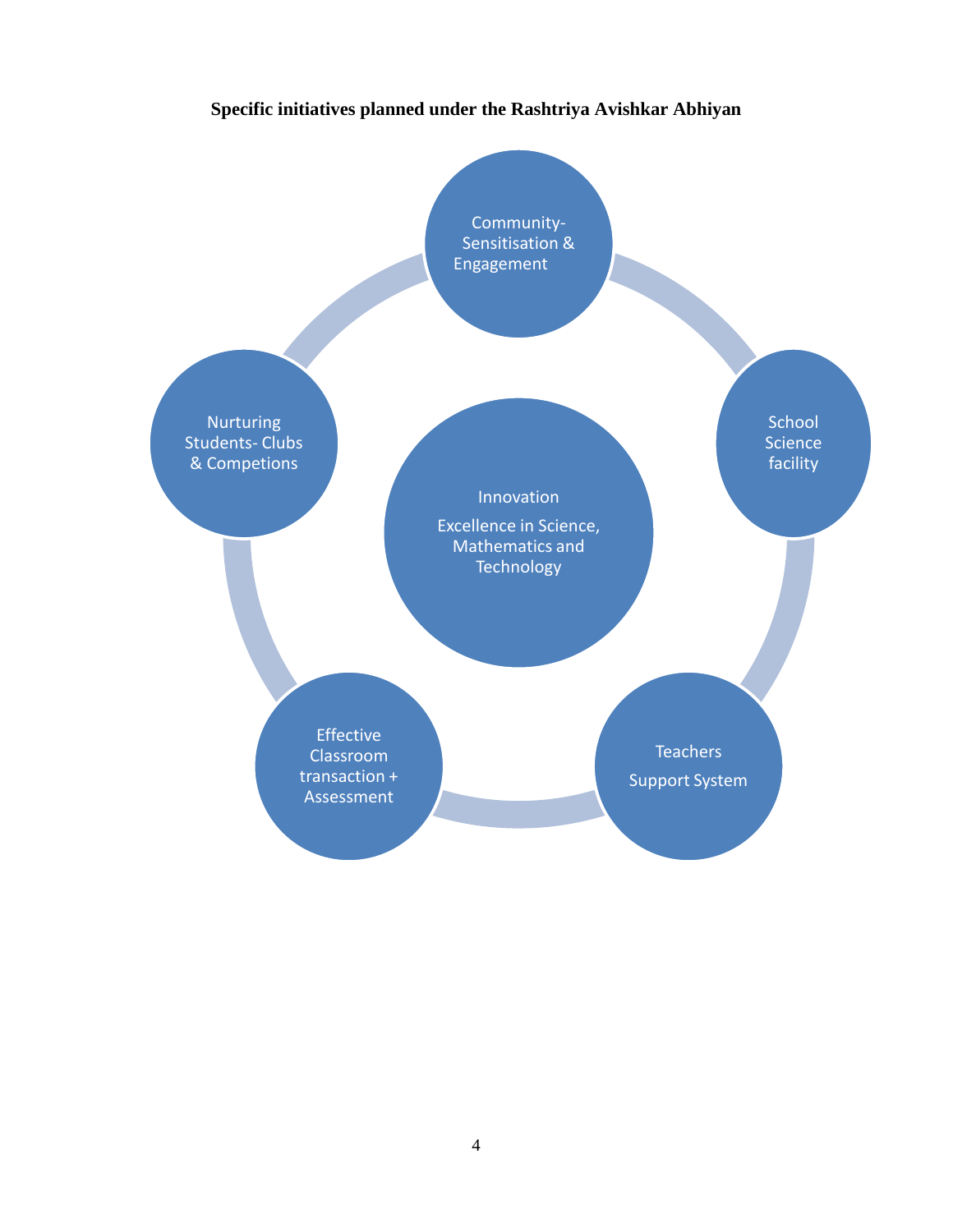**Specific initiatives planned under the Rashtriya Avishkar Abhiyan**

- Innovation
  Excellence in Science, Mathematics and Technology
- Community- Sensitisation & Engagement
- School Science facility
- Teachers
  Support System
- Effective Classroom transaction + Assessment
- Nurturing Students- Clubs & Competions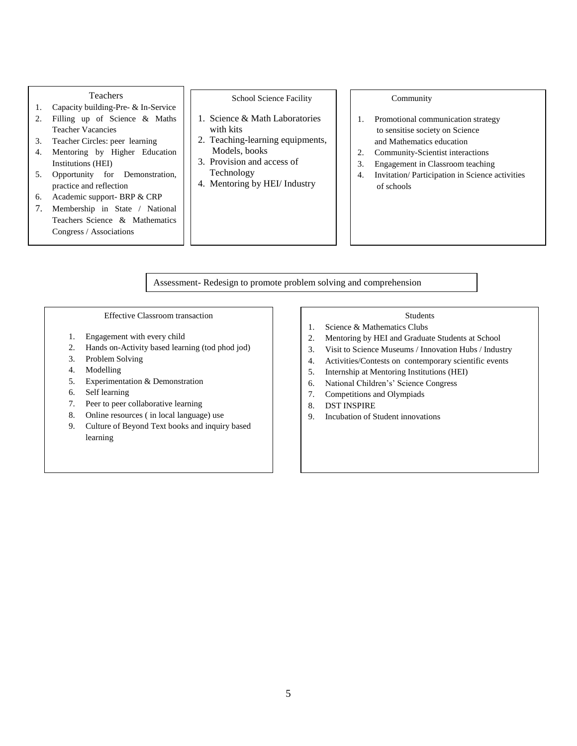### Teachers

1. Capacity building-Pre- & In-Service
2. Filling up of Science & Maths Teacher Vacancies
3. Teacher Circles: peer learning
4. Mentoring by Higher Education Institutions (HEI)
5. Opportunity for Demonstration, practice and reflection
6. Academic support- BRP & CRP
7. Membership in State / National Teachers Science & Mathematics Congress / Associations

### School Science Facility

1. Science & Math Laboratories with kits
2. Teaching-learning equipments, Models, books
3. Provision and access of Technology
4. Mentoring by HEI/ Industry

### Community

1. Promotional communication strategy to sensitise society on Science and Mathematics education
2. Community-Scientist interactions
3. Engagement in Classroom teaching
4. Invitation/ Participation in Science activities of schools

### Assessment- Redesign to promote problem solving and comprehension

### Effective Classroom transaction

1. Engagement with every child
2. Hands on-Activity based learning (tod phod jod)
3. Problem Solving
4. Modelling
5. Experimentation & Demonstration
6. Self learning
7. Peer to peer collaborative learning
8. Online resources ( in local language) use
9. Culture of Beyond Text books and inquiry based learning

### Students

1. Science & Mathematics Clubs
2. Mentoring by HEI and Graduate Students at School
3. Visit to Science Museums / Innovation Hubs / Industry
4. Activities/Contests on contemporary scientific events
5. Internship at Mentoring Institutions (HEI)
6. National Children's' Science Congress
7. Competitions and Olympiads
8. DST INSPIRE
9. Incubation of Student innovations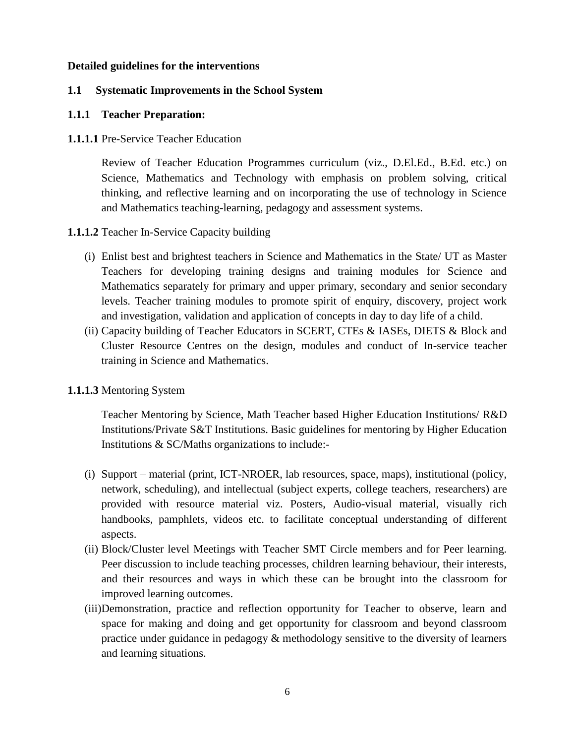**Detailed guidelines for the interventions**

## 1.1 Systematic Improvements in the School System

### 1.1.1 Teacher Preparation:

**1.1.1.1** Pre-Service Teacher Education

Review of Teacher Education Programmes curriculum (viz., D.El.Ed., B.Ed. etc.) on Science, Mathematics and Technology with emphasis on problem solving, critical thinking, and reflective learning and on incorporating the use of technology in Science and Mathematics teaching-learning, pedagogy and assessment systems.

**1.1.1.2** Teacher In-Service Capacity building

(i) Enlist best and brightest teachers in Science and Mathematics in the State/ UT as Master Teachers for developing training designs and training modules for Science and Mathematics separately for primary and upper primary, secondary and senior secondary levels. Teacher training modules to promote spirit of enquiry, discovery, project work and investigation, validation and application of concepts in day to day life of a child.

(ii) Capacity building of Teacher Educators in SCERT, CTEs & IASEs, DIETS & Block and Cluster Resource Centres on the design, modules and conduct of In-service teacher training in Science and Mathematics.

**1.1.1.3** Mentoring System

Teacher Mentoring by Science, Math Teacher based Higher Education Institutions/ R&D Institutions/Private S&T Institutions. Basic guidelines for mentoring by Higher Education Institutions & SC/Maths organizations to include:-

(i) Support – material (print, ICT-NROER, lab resources, space, maps), institutional (policy, network, scheduling), and intellectual (subject experts, college teachers, researchers) are provided with resource material viz. Posters, Audio-visual material, visually rich handbooks, pamphlets, videos etc. to facilitate conceptual understanding of different aspects.

(ii) Block/Cluster level Meetings with Teacher SMT Circle members and for Peer learning. Peer discussion to include teaching processes, children learning behaviour, their interests, and their resources and ways in which these can be brought into the classroom for improved learning outcomes.

(iii) Demonstration, practice and reflection opportunity for Teacher to observe, learn and space for making and doing and get opportunity for classroom and beyond classroom practice under guidance in pedagogy & methodology sensitive to the diversity of learners and learning situations.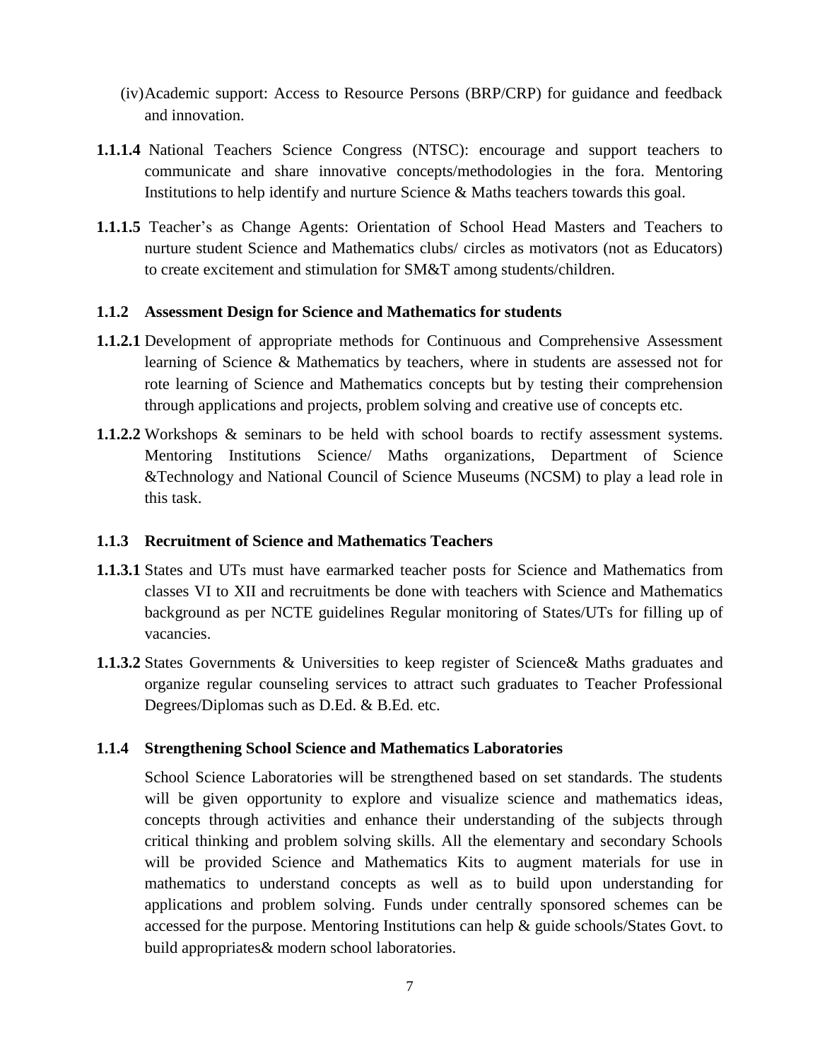(iv) Academic support: Access to Resource Persons (BRP/CRP) for guidance and feedback and innovation.

**1.1.1.4** National Teachers Science Congress (NTSC): encourage and support teachers to communicate and share innovative concepts/methodologies in the fora. Mentoring Institutions to help identify and nurture Science & Maths teachers towards this goal.

**1.1.1.5** Teacher's as Change Agents: Orientation of School Head Masters and Teachers to nurture student Science and Mathematics clubs/ circles as motivators (not as Educators) to create excitement and stimulation for SM&T among students/children.

### 1.1.2 Assessment Design for Science and Mathematics for students

**1.1.2.1** Development of appropriate methods for Continuous and Comprehensive Assessment learning of Science & Mathematics by teachers, where in students are assessed not for rote learning of Science and Mathematics concepts but by testing their comprehension through applications and projects, problem solving and creative use of concepts etc.

**1.1.2.2** Workshops & seminars to be held with school boards to rectify assessment systems. Mentoring Institutions Science/ Maths organizations, Department of Science &Technology and National Council of Science Museums (NCSM) to play a lead role in this task.

### 1.1.3 Recruitment of Science and Mathematics Teachers

**1.1.3.1** States and UTs must have earmarked teacher posts for Science and Mathematics from classes VI to XII and recruitments be done with teachers with Science and Mathematics background as per NCTE guidelines Regular monitoring of States/UTs for filling up of vacancies.

**1.1.3.2** States Governments & Universities to keep register of Science& Maths graduates and organize regular counseling services to attract such graduates to Teacher Professional Degrees/Diplomas such as D.Ed. & B.Ed. etc.

### 1.1.4 Strengthening School Science and Mathematics Laboratories

School Science Laboratories will be strengthened based on set standards. The students will be given opportunity to explore and visualize science and mathematics ideas, concepts through activities and enhance their understanding of the subjects through critical thinking and problem solving skills. All the elementary and secondary Schools will be provided Science and Mathematics Kits to augment materials for use in mathematics to understand concepts as well as to build upon understanding for applications and problem solving. Funds under centrally sponsored schemes can be accessed for the purpose. Mentoring Institutions can help & guide schools/States Govt. to build appropriates& modern school laboratories.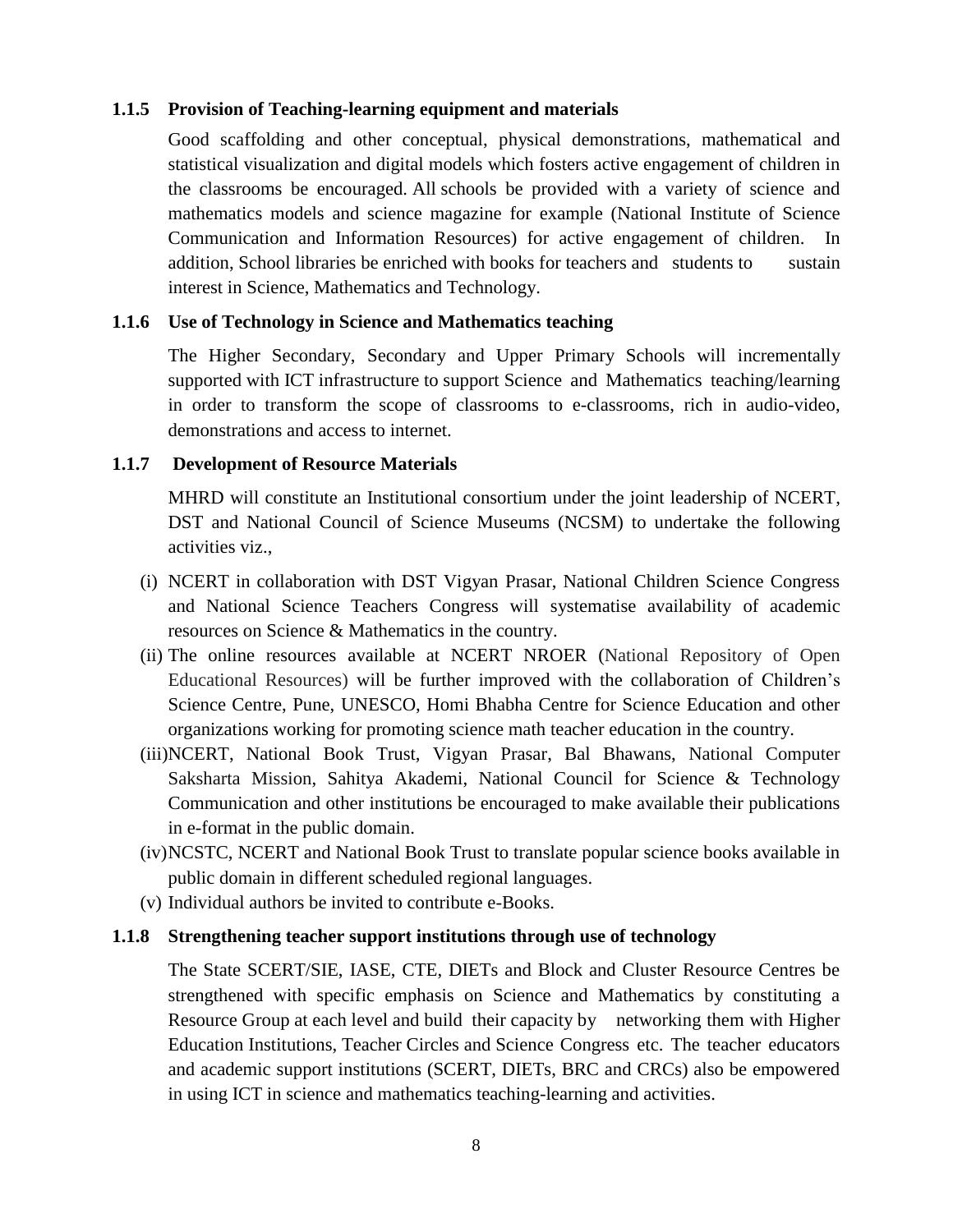### 1.1.5 Provision of Teaching-learning equipment and materials

Good scaffolding and other conceptual, physical demonstrations, mathematical and statistical visualization and digital models which fosters active engagement of children in the classrooms be encouraged. All schools be provided with a variety of science and mathematics models and science magazine for example (National Institute of Science Communication and Information Resources) for active engagement of children. In addition, School libraries be enriched with books for teachers and students to sustain interest in Science, Mathematics and Technology.

### 1.1.6 Use of Technology in Science and Mathematics teaching

The Higher Secondary, Secondary and Upper Primary Schools will incrementally supported with ICT infrastructure to support Science and Mathematics teaching/learning in order to transform the scope of classrooms to e-classrooms, rich in audio-video, demonstrations and access to internet.

### 1.1.7 Development of Resource Materials

MHRD will constitute an Institutional consortium under the joint leadership of NCERT, DST and National Council of Science Museums (NCSM) to undertake the following activities viz.,

(i) NCERT in collaboration with DST Vigyan Prasar, National Children Science Congress and National Science Teachers Congress will systematise availability of academic resources on Science & Mathematics in the country.

(ii) The online resources available at NCERT NROER (National Repository of Open Educational Resources) will be further improved with the collaboration of Children's Science Centre, Pune, UNESCO, Homi Bhabha Centre for Science Education and other organizations working for promoting science math teacher education in the country.

(iii) NCERT, National Book Trust, Vigyan Prasar, Bal Bhawans, National Computer Saksharta Mission, Sahitya Akademi, National Council for Science & Technology Communication and other institutions be encouraged to make available their publications in e-format in the public domain.

(iv) NCSTC, NCERT and National Book Trust to translate popular science books available in public domain in different scheduled regional languages.

(v) Individual authors be invited to contribute e-Books.

### 1.1.8 Strengthening teacher support institutions through use of technology

The State SCERT/SIE, IASE, CTE, DIETs and Block and Cluster Resource Centres be strengthened with specific emphasis on Science and Mathematics by constituting a Resource Group at each level and build their capacity by networking them with Higher Education Institutions, Teacher Circles and Science Congress etc. The teacher educators and academic support institutions (SCERT, DIETs, BRC and CRCs) also be empowered in using ICT in science and mathematics teaching-learning and activities.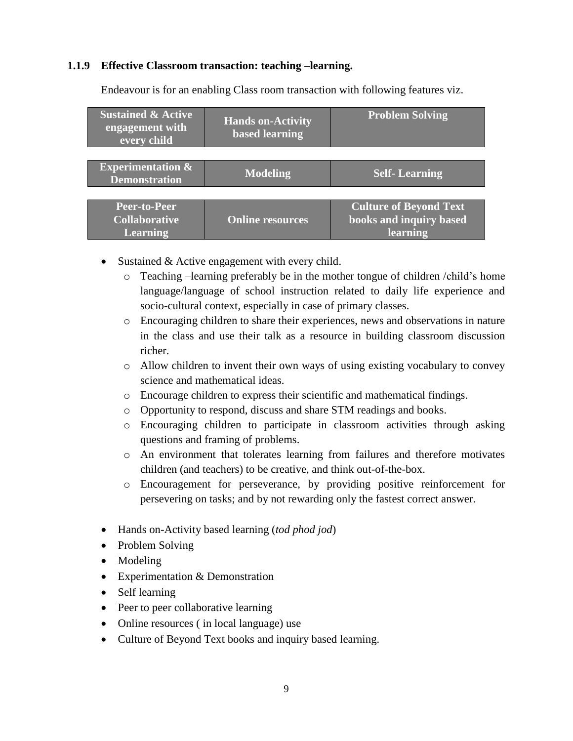### 1.1.9 Effective Classroom transaction: teaching –learning.

Endeavour is for an enabling Class room transaction with following features viz.

| Sustained & Active engagement with every child | Hands on-Activity based learning | Problem Solving |
|---|---|---|
| Experimentation & Demonstration | Modeling | Self- Learning |
| Peer-to-Peer Collaborative Learning | Online resources | Culture of Beyond Text books and inquiry based learning |

- Sustained & Active engagement with every child.
  - Teaching –learning preferably be in the mother tongue of children /child's home language/language of school instruction related to daily life experience and socio-cultural context, especially in case of primary classes.
  - Encouraging children to share their experiences, news and observations in nature in the class and use their talk as a resource in building classroom discussion richer.
  - Allow children to invent their own ways of using existing vocabulary to convey science and mathematical ideas.
  - Encourage children to express their scientific and mathematical findings.
  - Opportunity to respond, discuss and share STM readings and books.
  - Encouraging children to participate in classroom activities through asking questions and framing of problems.
  - An environment that tolerates learning from failures and therefore motivates children (and teachers) to be creative, and think out-of-the-box.
  - Encouragement for perseverance, by providing positive reinforcement for persevering on tasks; and by not rewarding only the fastest correct answer.

- Hands on-Activity based learning (*tod phod jod*)
- Problem Solving
- Modeling
- Experimentation & Demonstration
- Self learning
- Peer to peer collaborative learning
- Online resources ( in local language) use
- Culture of Beyond Text books and inquiry based learning.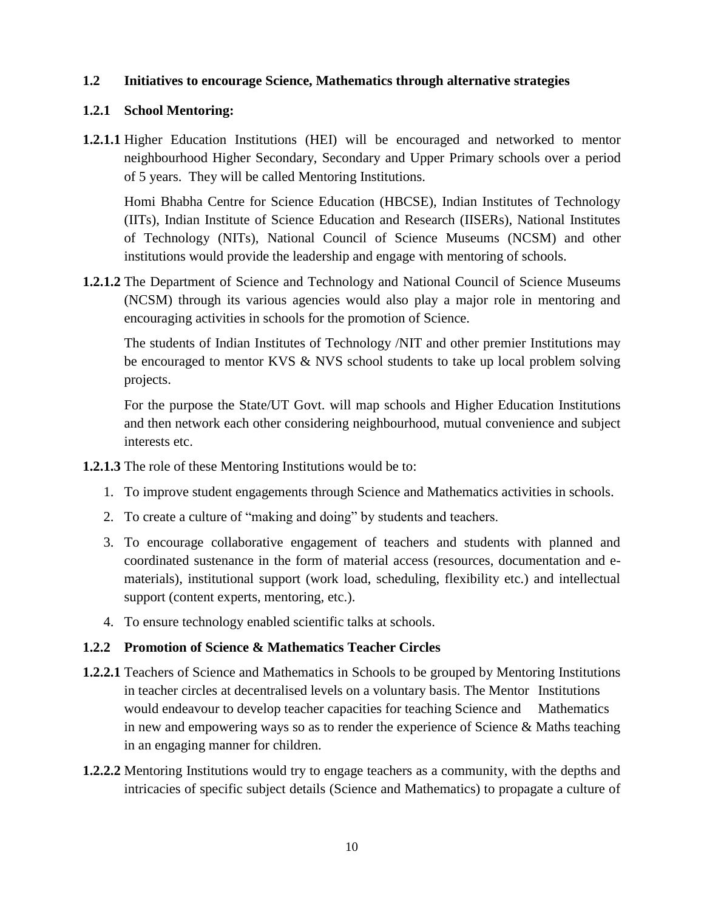## 1.2 Initiatives to encourage Science, Mathematics through alternative strategies

### 1.2.1 School Mentoring:

**1.2.1.1** Higher Education Institutions (HEI) will be encouraged and networked to mentor neighbourhood Higher Secondary, Secondary and Upper Primary schools over a period of 5 years. They will be called Mentoring Institutions.

Homi Bhabha Centre for Science Education (HBCSE), Indian Institutes of Technology (IITs), Indian Institute of Science Education and Research (IISERs), National Institutes of Technology (NITs), National Council of Science Museums (NCSM) and other institutions would provide the leadership and engage with mentoring of schools.

**1.2.1.2** The Department of Science and Technology and National Council of Science Museums (NCSM) through its various agencies would also play a major role in mentoring and encouraging activities in schools for the promotion of Science.

The students of Indian Institutes of Technology /NIT and other premier Institutions may be encouraged to mentor KVS & NVS school students to take up local problem solving projects.

For the purpose the State/UT Govt. will map schools and Higher Education Institutions and then network each other considering neighbourhood, mutual convenience and subject interests etc.

**1.2.1.3** The role of these Mentoring Institutions would be to:

1. To improve student engagements through Science and Mathematics activities in schools.
2. To create a culture of "making and doing" by students and teachers.
3. To encourage collaborative engagement of teachers and students with planned and coordinated sustenance in the form of material access (resources, documentation and e-materials), institutional support (work load, scheduling, flexibility etc.) and intellectual support (content experts, mentoring, etc.).
4. To ensure technology enabled scientific talks at schools.

### 1.2.2 Promotion of Science & Mathematics Teacher Circles

**1.2.2.1** Teachers of Science and Mathematics in Schools to be grouped by Mentoring Institutions in teacher circles at decentralised levels on a voluntary basis. The Mentor Institutions would endeavour to develop teacher capacities for teaching Science and Mathematics in new and empowering ways so as to render the experience of Science & Maths teaching in an engaging manner for children.

**1.2.2.2** Mentoring Institutions would try to engage teachers as a community, with the depths and intricacies of specific subject details (Science and Mathematics) to propagate a culture of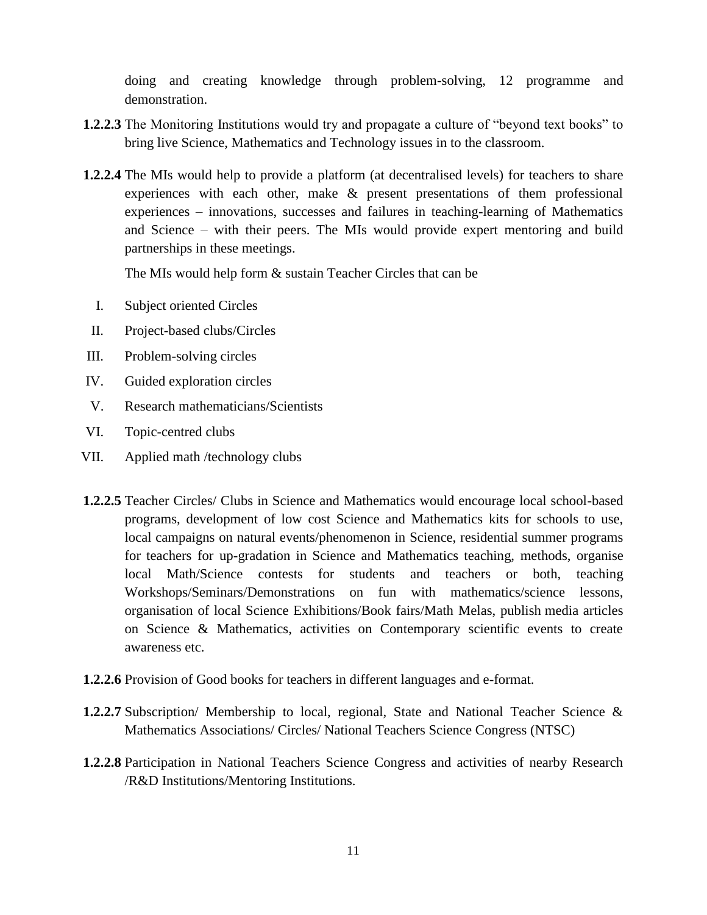doing and creating knowledge through problem-solving, 12 programme and demonstration.

**1.2.2.3** The Monitoring Institutions would try and propagate a culture of "beyond text books" to bring live Science, Mathematics and Technology issues in to the classroom.

**1.2.2.4** The MIs would help to provide a platform (at decentralised levels) for teachers to share experiences with each other, make & present presentations of them professional experiences – innovations, successes and failures in teaching-learning of Mathematics and Science – with their peers. The MIs would provide expert mentoring and build partnerships in these meetings.

The MIs would help form & sustain Teacher Circles that can be

I. Subject oriented Circles
II. Project-based clubs/Circles
III. Problem-solving circles
IV. Guided exploration circles
V. Research mathematicians/Scientists
VI. Topic-centred clubs
VII. Applied math /technology clubs

**1.2.2.5** Teacher Circles/ Clubs in Science and Mathematics would encourage local school-based programs, development of low cost Science and Mathematics kits for schools to use, local campaigns on natural events/phenomenon in Science, residential summer programs for teachers for up-gradation in Science and Mathematics teaching, methods, organise local Math/Science contests for students and teachers or both, teaching Workshops/Seminars/Demonstrations on fun with mathematics/science lessons, organisation of local Science Exhibitions/Book fairs/Math Melas, publish media articles on Science & Mathematics, activities on Contemporary scientific events to create awareness etc.

**1.2.2.6** Provision of Good books for teachers in different languages and e-format.

**1.2.2.7** Subscription/ Membership to local, regional, State and National Teacher Science & Mathematics Associations/ Circles/ National Teachers Science Congress (NTSC)

**1.2.2.8** Participation in National Teachers Science Congress and activities of nearby Research /R&D Institutions/Mentoring Institutions.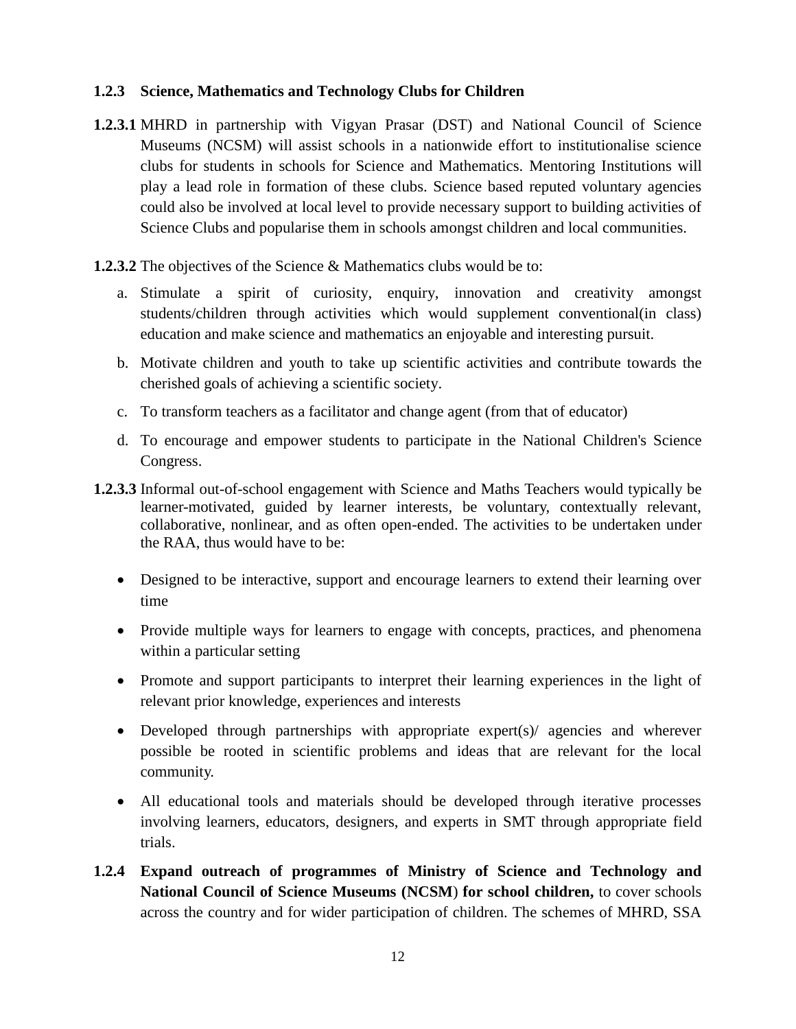### 1.2.3 Science, Mathematics and Technology Clubs for Children

**1.2.3.1** MHRD in partnership with Vigyan Prasar (DST) and National Council of Science Museums (NCSM) will assist schools in a nationwide effort to institutionalise science clubs for students in schools for Science and Mathematics. Mentoring Institutions will play a lead role in formation of these clubs. Science based reputed voluntary agencies could also be involved at local level to provide necessary support to building activities of Science Clubs and popularise them in schools amongst children and local communities.

**1.2.3.2** The objectives of the Science & Mathematics clubs would be to:

a. Stimulate a spirit of curiosity, enquiry, innovation and creativity amongst students/children through activities which would supplement conventional(in class) education and make science and mathematics an enjoyable and interesting pursuit.

b. Motivate children and youth to take up scientific activities and contribute towards the cherished goals of achieving a scientific society.

c. To transform teachers as a facilitator and change agent (from that of educator)

d. To encourage and empower students to participate in the National Children's Science Congress.

**1.2.3.3** Informal out-of-school engagement with Science and Maths Teachers would typically be learner-motivated, guided by learner interests, be voluntary, contextually relevant, collaborative, nonlinear, and as often open-ended. The activities to be undertaken under the RAA, thus would have to be:

- Designed to be interactive, support and encourage learners to extend their learning over time
- Provide multiple ways for learners to engage with concepts, practices, and phenomena within a particular setting
- Promote and support participants to interpret their learning experiences in the light of relevant prior knowledge, experiences and interests
- Developed through partnerships with appropriate expert(s)/ agencies and wherever possible be rooted in scientific problems and ideas that are relevant for the local community.
- All educational tools and materials should be developed through iterative processes involving learners, educators, designers, and experts in SMT through appropriate field trials.

**1.2.4 Expand outreach of programmes of Ministry of Science and Technology and National Council of Science Museums (NCSM) for school children,** to cover schools across the country and for wider participation of children. The schemes of MHRD, SSA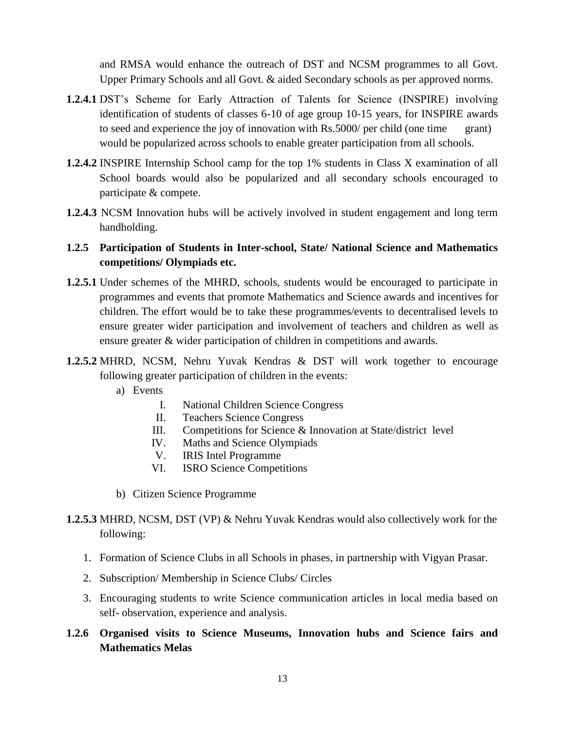and RMSA would enhance the outreach of DST and NCSM programmes to all Govt. Upper Primary Schools and all Govt. & aided Secondary schools as per approved norms.

**1.2.4.1** DST's Scheme for Early Attraction of Talents for Science (INSPIRE) involving identification of students of classes 6-10 of age group 10-15 years, for INSPIRE awards to seed and experience the joy of innovation with Rs.5000/ per child (one time grant) would be popularized across schools to enable greater participation from all schools.

**1.2.4.2** INSPIRE Internship School camp for the top 1% students in Class X examination of all School boards would also be popularized and all secondary schools encouraged to participate & compete.

**1.2.4.3** NCSM Innovation hubs will be actively involved in student engagement and long term handholding.

### 1.2.5 Participation of Students in Inter-school, State/ National Science and Mathematics competitions/ Olympiads etc.

**1.2.5.1** Under schemes of the MHRD, schools, students would be encouraged to participate in programmes and events that promote Mathematics and Science awards and incentives for children. The effort would be to take these programmes/events to decentralised levels to ensure greater wider participation and involvement of teachers and children as well as ensure greater & wider participation of children in competitions and awards.

**1.2.5.2** MHRD, NCSM, Nehru Yuvak Kendras & DST will work together to encourage following greater participation of children in the events:

a) Events

- I. National Children Science Congress
- II. Teachers Science Congress
- III. Competitions for Science & Innovation at State/district level
- IV. Maths and Science Olympiads
- V. IRIS Intel Programme
- VI. ISRO Science Competitions

b) Citizen Science Programme

**1.2.5.3** MHRD, NCSM, DST (VP) & Nehru Yuvak Kendras would also collectively work for the following:

1. Formation of Science Clubs in all Schools in phases, in partnership with Vigyan Prasar.
2. Subscription/ Membership in Science Clubs/ Circles
3. Encouraging students to write Science communication articles in local media based on self- observation, experience and analysis.

### 1.2.6 Organised visits to Science Museums, Innovation hubs and Science fairs and Mathematics Melas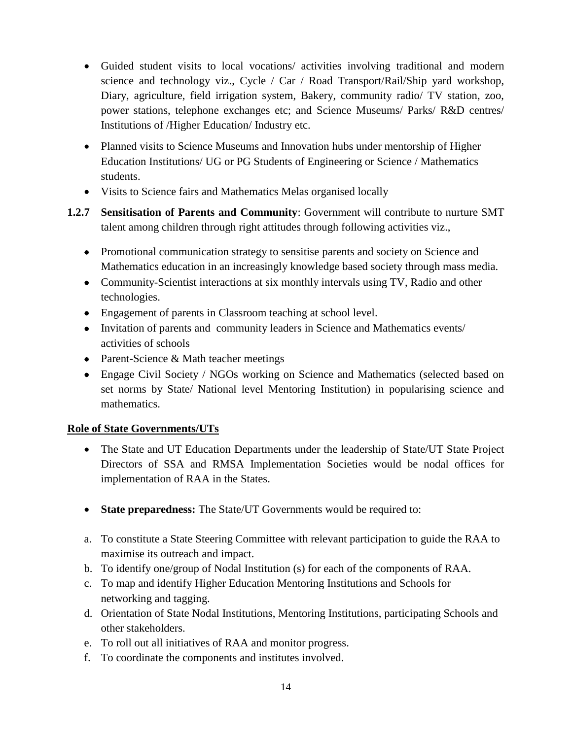- Guided student visits to local vocations/ activities involving traditional and modern science and technology viz., Cycle / Car / Road Transport/Rail/Ship yard workshop, Diary, agriculture, field irrigation system, Bakery, community radio/ TV station, zoo, power stations, telephone exchanges etc; and Science Museums/ Parks/ R&D centres/ Institutions of /Higher Education/ Industry etc.
- Planned visits to Science Museums and Innovation hubs under mentorship of Higher Education Institutions/ UG or PG Students of Engineering or Science / Mathematics students.
- Visits to Science fairs and Mathematics Melas organised locally

**1.2.7 Sensitisation of Parents and Community**: Government will contribute to nurture SMT talent among children through right attitudes through following activities viz.,

- Promotional communication strategy to sensitise parents and society on Science and Mathematics education in an increasingly knowledge based society through mass media.
- Community-Scientist interactions at six monthly intervals using TV, Radio and other technologies.
- Engagement of parents in Classroom teaching at school level.
- Invitation of parents and community leaders in Science and Mathematics events/ activities of schools
- Parent-Science & Math teacher meetings
- Engage Civil Society / NGOs working on Science and Mathematics (selected based on set norms by State/ National level Mentoring Institution) in popularising science and mathematics.

**Role of State Governments/UTs**

- The State and UT Education Departments under the leadership of State/UT State Project Directors of SSA and RMSA Implementation Societies would be nodal offices for implementation of RAA in the States.
- **State preparedness:** The State/UT Governments would be required to:

a. To constitute a State Steering Committee with relevant participation to guide the RAA to maximise its outreach and impact.
b. To identify one/group of Nodal Institution (s) for each of the components of RAA.
c. To map and identify Higher Education Mentoring Institutions and Schools for networking and tagging.
d. Orientation of State Nodal Institutions, Mentoring Institutions, participating Schools and other stakeholders.
e. To roll out all initiatives of RAA and monitor progress.
f. To coordinate the components and institutes involved.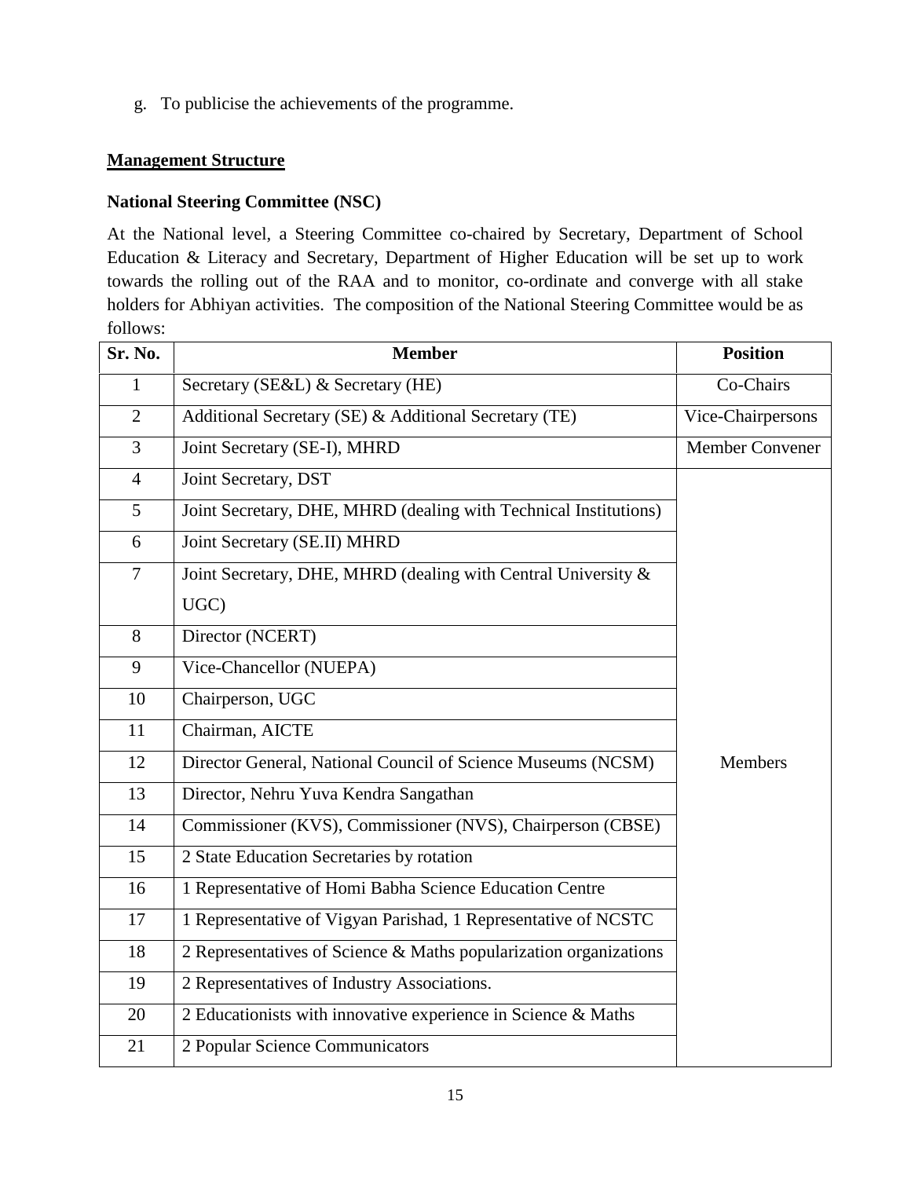g. To publicise the achievements of the programme.

**Management Structure**

**National Steering Committee (NSC)**

At the National level, a Steering Committee co-chaired by Secretary, Department of School Education & Literacy and Secretary, Department of Higher Education will be set up to work towards the rolling out of the RAA and to monitor, co-ordinate and converge with all stake holders for Abhiyan activities. The composition of the National Steering Committee would be as follows:

| Sr. No. | Member | Position |
|---|---|---|
| 1 | Secretary (SE&L) & Secretary (HE) | Co-Chairs |
| 2 | Additional Secretary (SE) & Additional Secretary (TE) | Vice-Chairpersons |
| 3 | Joint Secretary (SE-I), MHRD | Member Convener |
| 4 | Joint Secretary, DST | Members |
| 5 | Joint Secretary, DHE, MHRD (dealing with Technical Institutions) | |
| 6 | Joint Secretary (SE.II) MHRD | |
| 7 | Joint Secretary, DHE, MHRD (dealing with Central University & UGC) | |
| 8 | Director (NCERT) | |
| 9 | Vice-Chancellor (NUEPA) | |
| 10 | Chairperson, UGC | |
| 11 | Chairman, AICTE | |
| 12 | Director General, National Council of Science Museums (NCSM) | |
| 13 | Director, Nehru Yuva Kendra Sangathan | |
| 14 | Commissioner (KVS), Commissioner (NVS), Chairperson (CBSE) | |
| 15 | 2 State Education Secretaries by rotation | |
| 16 | 1 Representative of Homi Babha Science Education Centre | |
| 17 | 1 Representative of Vigyan Parishad, 1 Representative of NCSTC | |
| 18 | 2 Representatives of Science & Maths popularization organizations | |
| 19 | 2 Representatives of Industry Associations. | |
| 20 | 2 Educationists with innovative experience in Science & Maths | |
| 21 | 2 Popular Science Communicators | |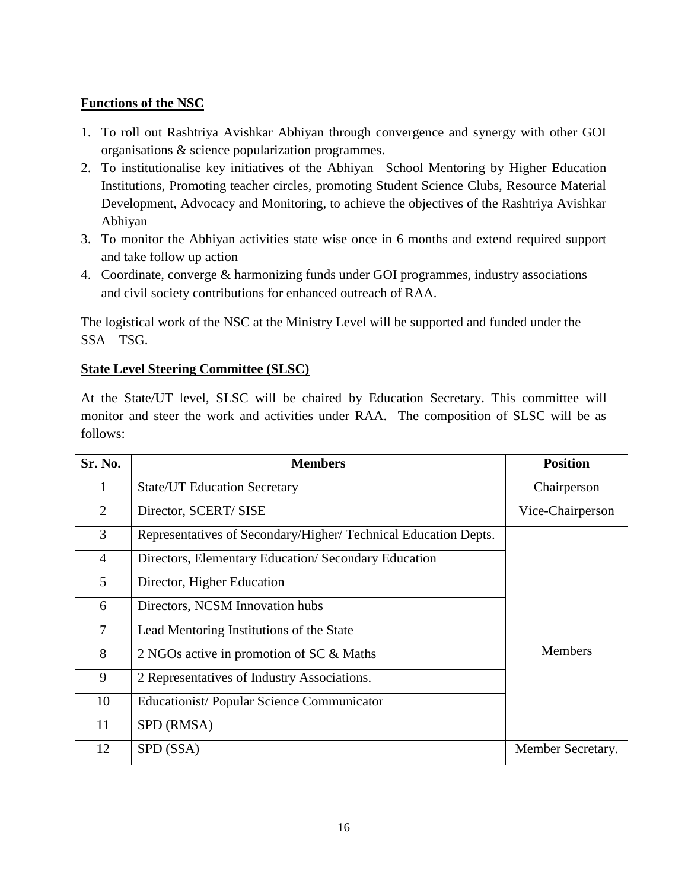**Functions of the NSC**

1. To roll out Rashtriya Avishkar Abhiyan through convergence and synergy with other GOI organisations & science popularization programmes.
2. To institutionalise key initiatives of the Abhiyan– School Mentoring by Higher Education Institutions, Promoting teacher circles, promoting Student Science Clubs, Resource Material Development, Advocacy and Monitoring, to achieve the objectives of the Rashtriya Avishkar Abhiyan
3. To monitor the Abhiyan activities state wise once in 6 months and extend required support and take follow up action
4. Coordinate, converge & harmonizing funds under GOI programmes, industry associations and civil society contributions for enhanced outreach of RAA.

The logistical work of the NSC at the Ministry Level will be supported and funded under the SSA – TSG.

**State Level Steering Committee (SLSC)**

At the State/UT level, SLSC will be chaired by Education Secretary. This committee will monitor and steer the work and activities under RAA. The composition of SLSC will be as follows:

| Sr. No. | Members | Position |
|---|---|---|
| 1 | State/UT Education Secretary | Chairperson |
| 2 | Director, SCERT/ SISE | Vice-Chairperson |
| 3 | Representatives of Secondary/Higher/ Technical Education Depts. | Members |
| 4 | Directors, Elementary Education/ Secondary Education | |
| 5 | Director, Higher Education | |
| 6 | Directors, NCSM Innovation hubs | |
| 7 | Lead Mentoring Institutions of the State | |
| 8 | 2 NGOs active in promotion of SC & Maths | |
| 9 | 2 Representatives of Industry Associations. | |
| 10 | Educationist/ Popular Science Communicator | |
| 11 | SPD (RMSA) | |
| 12 | SPD (SSA) | Member Secretary. |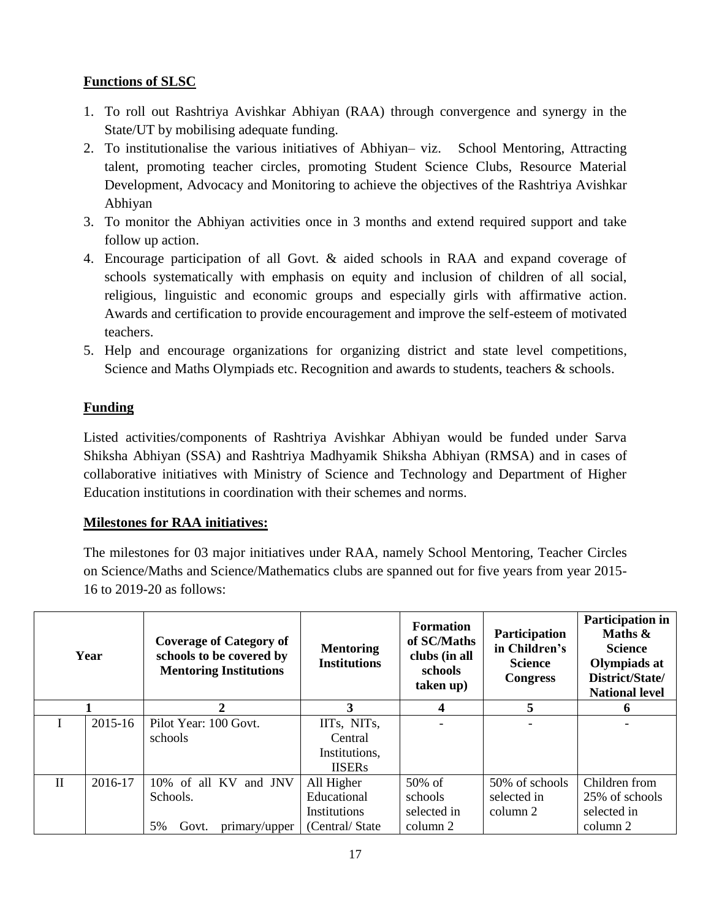## Functions of SLSC

1. To roll out Rashtriya Avishkar Abhiyan (RAA) through convergence and synergy in the State/UT by mobilising adequate funding.
2. To institutionalise the various initiatives of Abhiyan– viz. School Mentoring, Attracting talent, promoting teacher circles, promoting Student Science Clubs, Resource Material Development, Advocacy and Monitoring to achieve the objectives of the Rashtriya Avishkar Abhiyan
3. To monitor the Abhiyan activities once in 3 months and extend required support and take follow up action.
4. Encourage participation of all Govt. & aided schools in RAA and expand coverage of schools systematically with emphasis on equity and inclusion of children of all social, religious, linguistic and economic groups and especially girls with affirmative action. Awards and certification to provide encouragement and improve the self-esteem of motivated teachers.
5. Help and encourage organizations for organizing district and state level competitions, Science and Maths Olympiads etc. Recognition and awards to students, teachers & schools.

## Funding

Listed activities/components of Rashtriya Avishkar Abhiyan would be funded under Sarva Shiksha Abhiyan (SSA) and Rashtriya Madhyamik Shiksha Abhiyan (RMSA) and in cases of collaborative initiatives with Ministry of Science and Technology and Department of Higher Education institutions in coordination with their schemes and norms.

## Milestones for RAA initiatives:

The milestones for 03 major initiatives under RAA, namely School Mentoring, Teacher Circles on Science/Maths and Science/Mathematics clubs are spanned out for five years from year 2015-16 to 2019-20 as follows:

| Year | | Coverage of Category of schools to be covered by Mentoring Institutions | Mentoring Institutions | Formation of SC/Maths clubs (in all schools taken up) | Participation in Children's Science Congress | Participation in Maths & Science Olympiads at District/State/ National level |
|---|---|---|---|---|---|---|
| 1 | | 2 | 3 | 4 | 5 | 6 |
| I | 2015-16 | Pilot Year: 100 Govt. schools | IITs, NITs, Central Institutions, IISERs | - | - | - |
| II | 2016-17 | 10% of all KV and JNV Schools.<br><br>5% Govt. primary/upper | All Higher Educational Institutions (Central/ State | 50% of schools selected in column 2 | 50% of schools selected in column 2 | Children from 25% of schools selected in column 2 |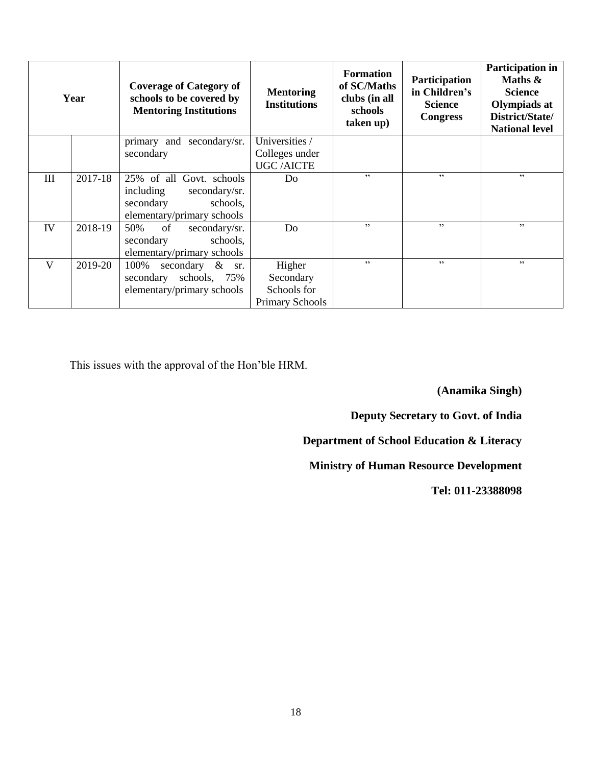| Year | | Coverage of Category of schools to be covered by Mentoring Institutions | Mentoring Institutions | Formation of SC/Maths clubs (in all schools taken up) | Participation in Children's Science Congress | Participation in Maths & Science Olympiads at District/State/ National level |
|---|---|---|---|---|---|---|
| | | primary and secondary/sr. secondary | Universities / Colleges under UGC /AICTE | | | |
| III | 2017-18 | 25% of all Govt. schools including secondary/sr. secondary schools, elementary/primary schools | Do | ,, | ,, | ,, |
| IV | 2018-19 | 50% of secondary/sr. secondary schools, elementary/primary schools | Do | ,, | ,, | ,, |
| V | 2019-20 | 100% secondary & sr. secondary schools, 75% elementary/primary schools | Higher Secondary Schools for Primary Schools | ,, | ,, | ,, |

This issues with the approval of the Hon'ble HRM.

**(Anamika Singh)**

**Deputy Secretary to Govt. of India**

**Department of School Education & Literacy**

**Ministry of Human Resource Development**

**Tel: 011-23388098**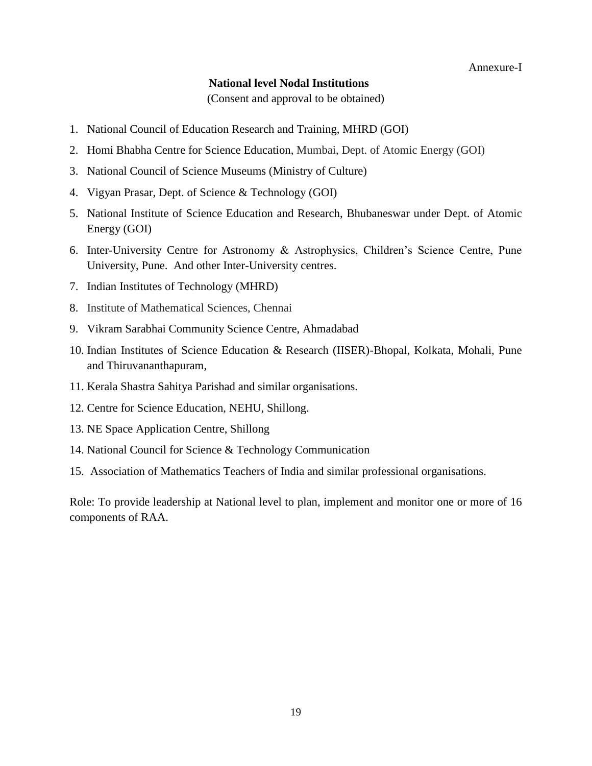Annexure-I

## National level Nodal Institutions

(Consent and approval to be obtained)

1. National Council of Education Research and Training, MHRD (GOI)
2. Homi Bhabha Centre for Science Education, Mumbai, Dept. of Atomic Energy (GOI)
3. National Council of Science Museums (Ministry of Culture)
4. Vigyan Prasar, Dept. of Science & Technology (GOI)
5. National Institute of Science Education and Research, Bhubaneswar under Dept. of Atomic Energy (GOI)
6. Inter-University Centre for Astronomy & Astrophysics, Children's Science Centre, Pune University, Pune. And other Inter-University centres.
7. Indian Institutes of Technology (MHRD)
8. Institute of Mathematical Sciences, Chennai
9. Vikram Sarabhai Community Science Centre, Ahmadabad
10. Indian Institutes of Science Education & Research (IISER)-Bhopal, Kolkata, Mohali, Pune and Thiruvananthapuram,
11. Kerala Shastra Sahitya Parishad and similar organisations.
12. Centre for Science Education, NEHU, Shillong.
13. NE Space Application Centre, Shillong
14. National Council for Science & Technology Communication
15. Association of Mathematics Teachers of India and similar professional organisations.

Role: To provide leadership at National level to plan, implement and monitor one or more of 16 components of RAA.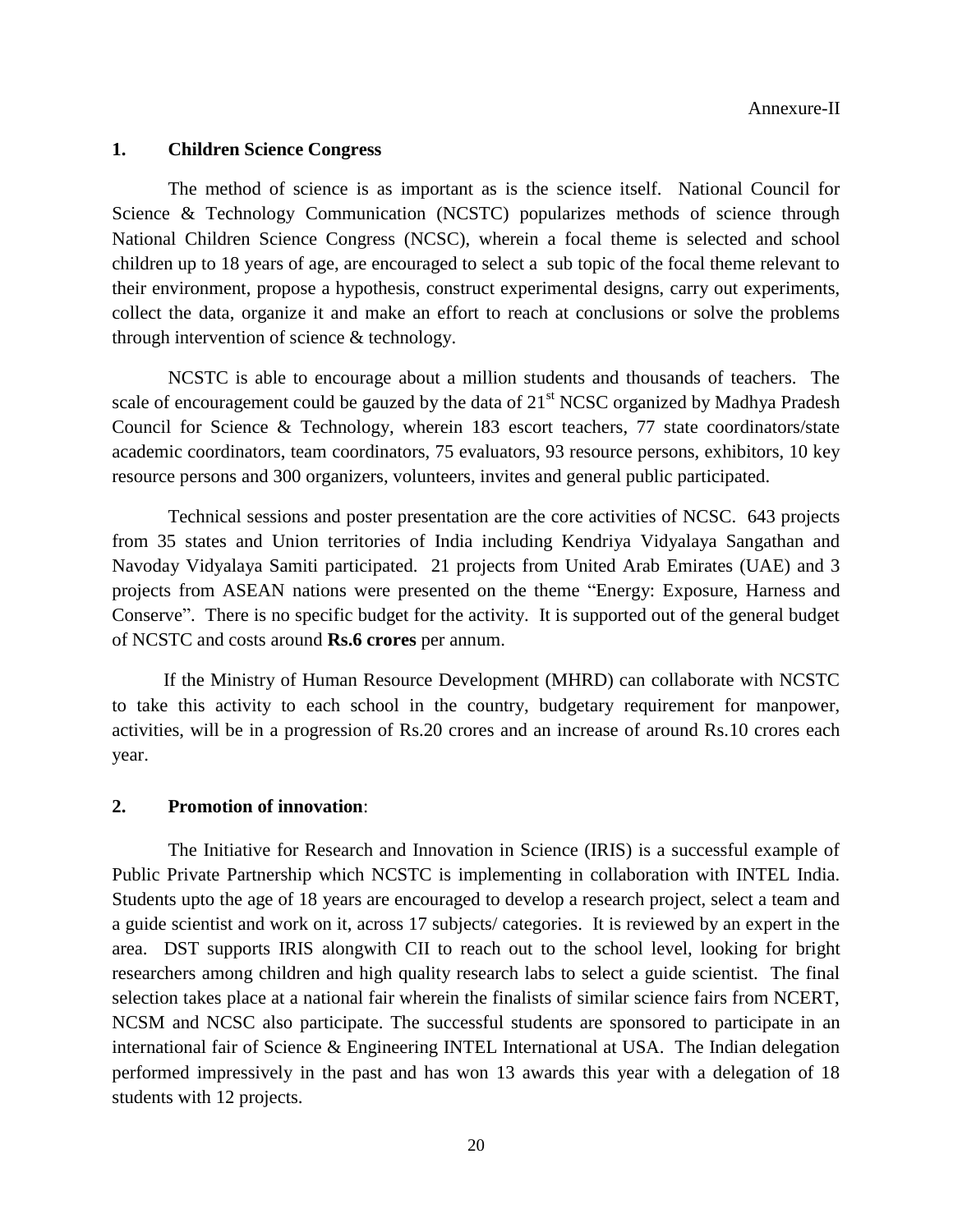Annexure-II

## 1. Children Science Congress

The method of science is as important as is the science itself. National Council for Science & Technology Communication (NCSTC) popularizes methods of science through National Children Science Congress (NCSC), wherein a focal theme is selected and school children up to 18 years of age, are encouraged to select a sub topic of the focal theme relevant to their environment, propose a hypothesis, construct experimental designs, carry out experiments, collect the data, organize it and make an effort to reach at conclusions or solve the problems through intervention of science & technology.

NCSTC is able to encourage about a million students and thousands of teachers. The scale of encouragement could be gauzed by the data of 21st NCSC organized by Madhya Pradesh Council for Science & Technology, wherein 183 escort teachers, 77 state coordinators/state academic coordinators, team coordinators, 75 evaluators, 93 resource persons, exhibitors, 10 key resource persons and 300 organizers, volunteers, invites and general public participated.

Technical sessions and poster presentation are the core activities of NCSC. 643 projects from 35 states and Union territories of India including Kendriya Vidyalaya Sangathan and Navoday Vidyalaya Samiti participated. 21 projects from United Arab Emirates (UAE) and 3 projects from ASEAN nations were presented on the theme "Energy: Exposure, Harness and Conserve". There is no specific budget for the activity. It is supported out of the general budget of NCSTC and costs around **Rs.6 crores** per annum.

If the Ministry of Human Resource Development (MHRD) can collaborate with NCSTC to take this activity to each school in the country, budgetary requirement for manpower, activities, will be in a progression of Rs.20 crores and an increase of around Rs.10 crores each year.

## 2. Promotion of innovation:

The Initiative for Research and Innovation in Science (IRIS) is a successful example of Public Private Partnership which NCSTC is implementing in collaboration with INTEL India. Students upto the age of 18 years are encouraged to develop a research project, select a team and a guide scientist and work on it, across 17 subjects/ categories. It is reviewed by an expert in the area. DST supports IRIS alongwith CII to reach out to the school level, looking for bright researchers among children and high quality research labs to select a guide scientist. The final selection takes place at a national fair wherein the finalists of similar science fairs from NCERT, NCSM and NCSC also participate. The successful students are sponsored to participate in an international fair of Science & Engineering INTEL International at USA. The Indian delegation performed impressively in the past and has won 13 awards this year with a delegation of 18 students with 12 projects.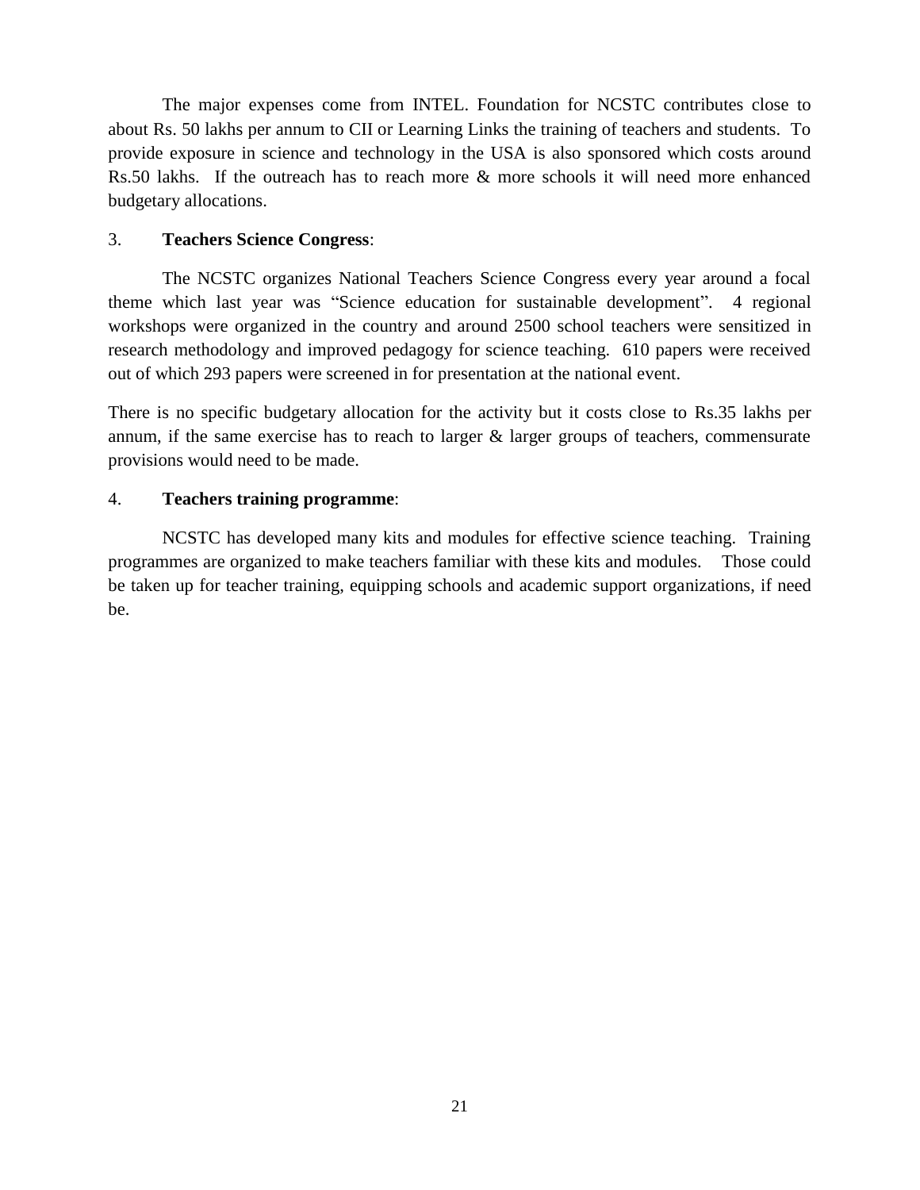The major expenses come from INTEL. Foundation for NCSTC contributes close to about Rs. 50 lakhs per annum to CII or Learning Links the training of teachers and students. To provide exposure in science and technology in the USA is also sponsored which costs around Rs.50 lakhs. If the outreach has to reach more & more schools it will need more enhanced budgetary allocations.

3. **Teachers Science Congress**:

The NCSTC organizes National Teachers Science Congress every year around a focal theme which last year was "Science education for sustainable development". 4 regional workshops were organized in the country and around 2500 school teachers were sensitized in research methodology and improved pedagogy for science teaching. 610 papers were received out of which 293 papers were screened in for presentation at the national event.

There is no specific budgetary allocation for the activity but it costs close to Rs.35 lakhs per annum, if the same exercise has to reach to larger & larger groups of teachers, commensurate provisions would need to be made.

4. **Teachers training programme**:

NCSTC has developed many kits and modules for effective science teaching. Training programmes are organized to make teachers familiar with these kits and modules. Those could be taken up for teacher training, equipping schools and academic support organizations, if need be.